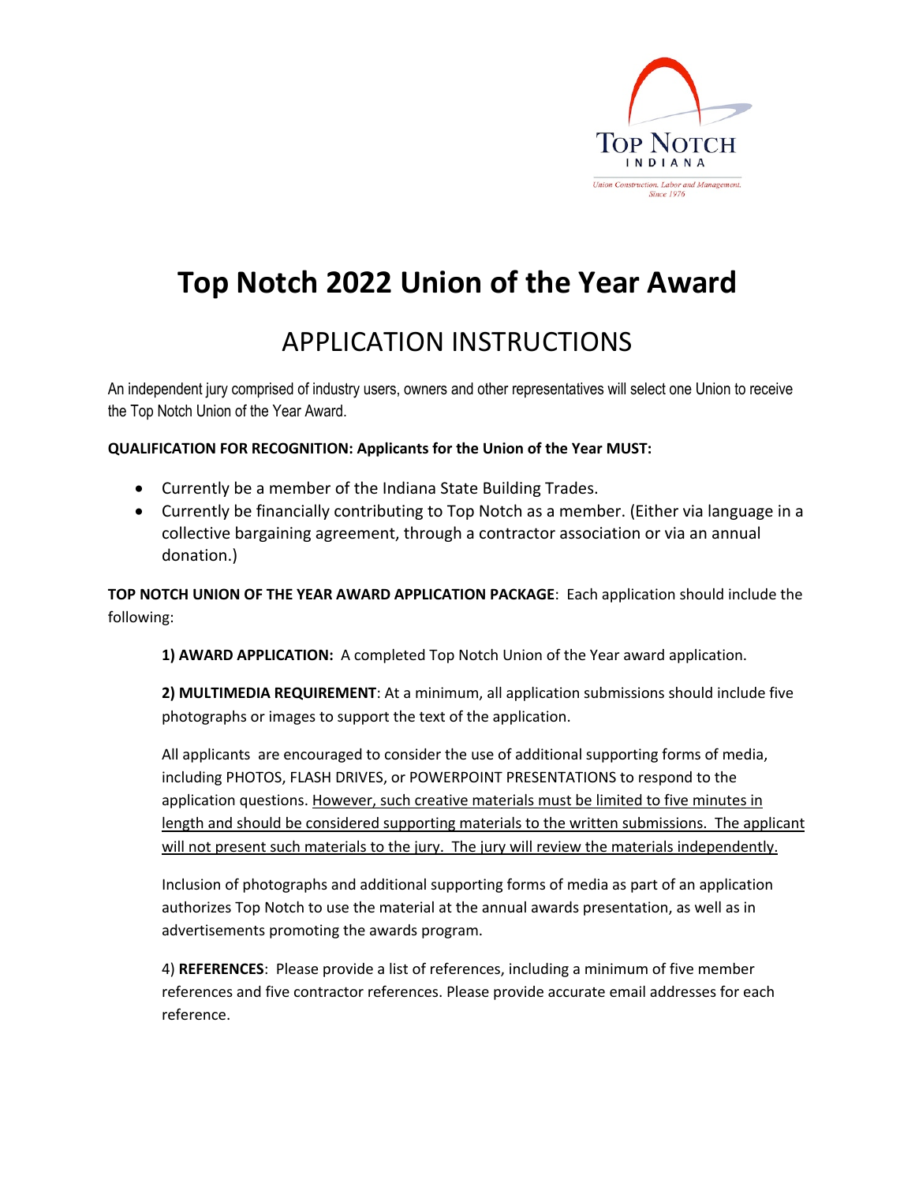# Top Notch 2022 Union of the Year Award

## APPLICATION INSTRUCTIONS

An independent jury comprised of industry users, owners and other representatives will select one Union to receive the Top Notch Union of the Year Award.

**QUALIFICATION FOR RECOGNITION: Applicants for the Union of the Year MUST:**

- Currently be a member of the Indiana State Building Trades.
- Currently be financially contributing to Top Notch as a member. (Either via language in a collective bargaining agreement, through a contractor association or via an annual donation.)

**TOP NOTCH UNION OF THE YEAR AWARD APPLICATION PACKAGE**: Each application should include the following:

**1) AWARD APPLICATION:** A completed Top Notch Union of the Year award application.

**2) MULTIMEDIA REQUIREMENT**: At a minimum, all application submissions should include five photographs or images to support the text of the application.

All applicants are encouraged to consider the use of additional supporting forms of media, including PHOTOS, FLASH DRIVES, or POWERPOINT PRESENTATIONS to respond to the application questions. However, such creative materials must be limited to five minutes in length and should be considered supporting materials to the written submissions. The applicant will not present such materials to the jury. The jury will review the materials independently.

Inclusion of photographs and additional supporting forms of media as part of an application authorizes Top Notch to use the material at the annual awards presentation, as well as in advertisements promoting the awards program.

4) **REFERENCES**: Please provide a list of references, including a minimum of five member references and five contractor references. Please provide accurate email addresses for each reference.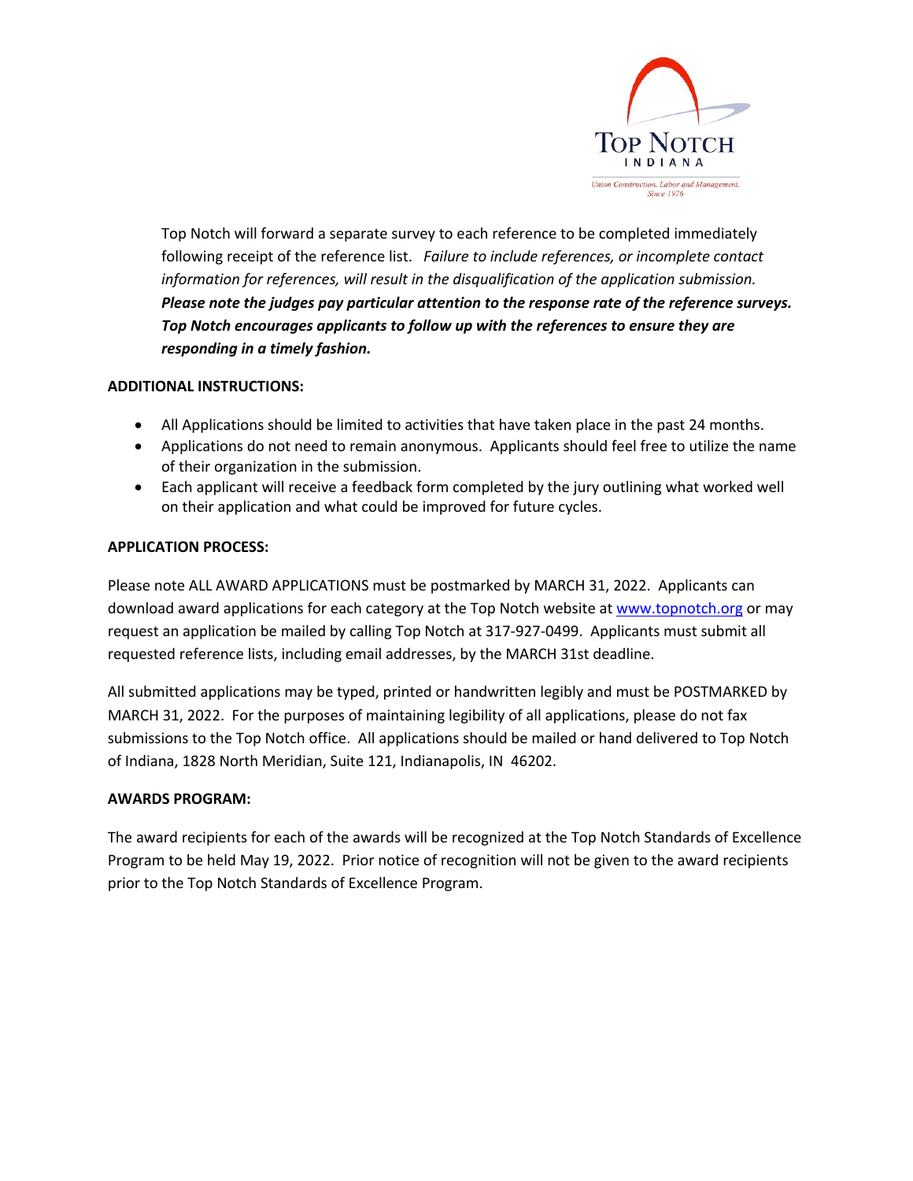Top Notch will forward a separate survey to each reference to be completed immediately following receipt of the reference list. *Failure to include references, or incomplete contact information for references, will result in the disqualification of the application submission.* ***Please note the judges pay particular attention to the response rate of the reference surveys. Top Notch encourages applicants to follow up with the references to ensure they are responding in a timely fashion.***

**ADDITIONAL INSTRUCTIONS:**

- All Applications should be limited to activities that have taken place in the past 24 months.
- Applications do not need to remain anonymous. Applicants should feel free to utilize the name of their organization in the submission.
- Each applicant will receive a feedback form completed by the jury outlining what worked well on their application and what could be improved for future cycles.

**APPLICATION PROCESS:**

Please note ALL AWARD APPLICATIONS must be postmarked by MARCH 31, 2022. Applicants can download award applications for each category at the Top Notch website at [www.topnotch.org](http://www.topnotch.org) or may request an application be mailed by calling Top Notch at 317-927-0499. Applicants must submit all requested reference lists, including email addresses, by the MARCH 31st deadline.

All submitted applications may be typed, printed or handwritten legibly and must be POSTMARKED by MARCH 31, 2022. For the purposes of maintaining legibility of all applications, please do not fax submissions to the Top Notch office. All applications should be mailed or hand delivered to Top Notch of Indiana, 1828 North Meridian, Suite 121, Indianapolis, IN 46202.

**AWARDS PROGRAM:**

The award recipients for each of the awards will be recognized at the Top Notch Standards of Excellence Program to be held May 19, 2022. Prior notice of recognition will not be given to the award recipients prior to the Top Notch Standards of Excellence Program.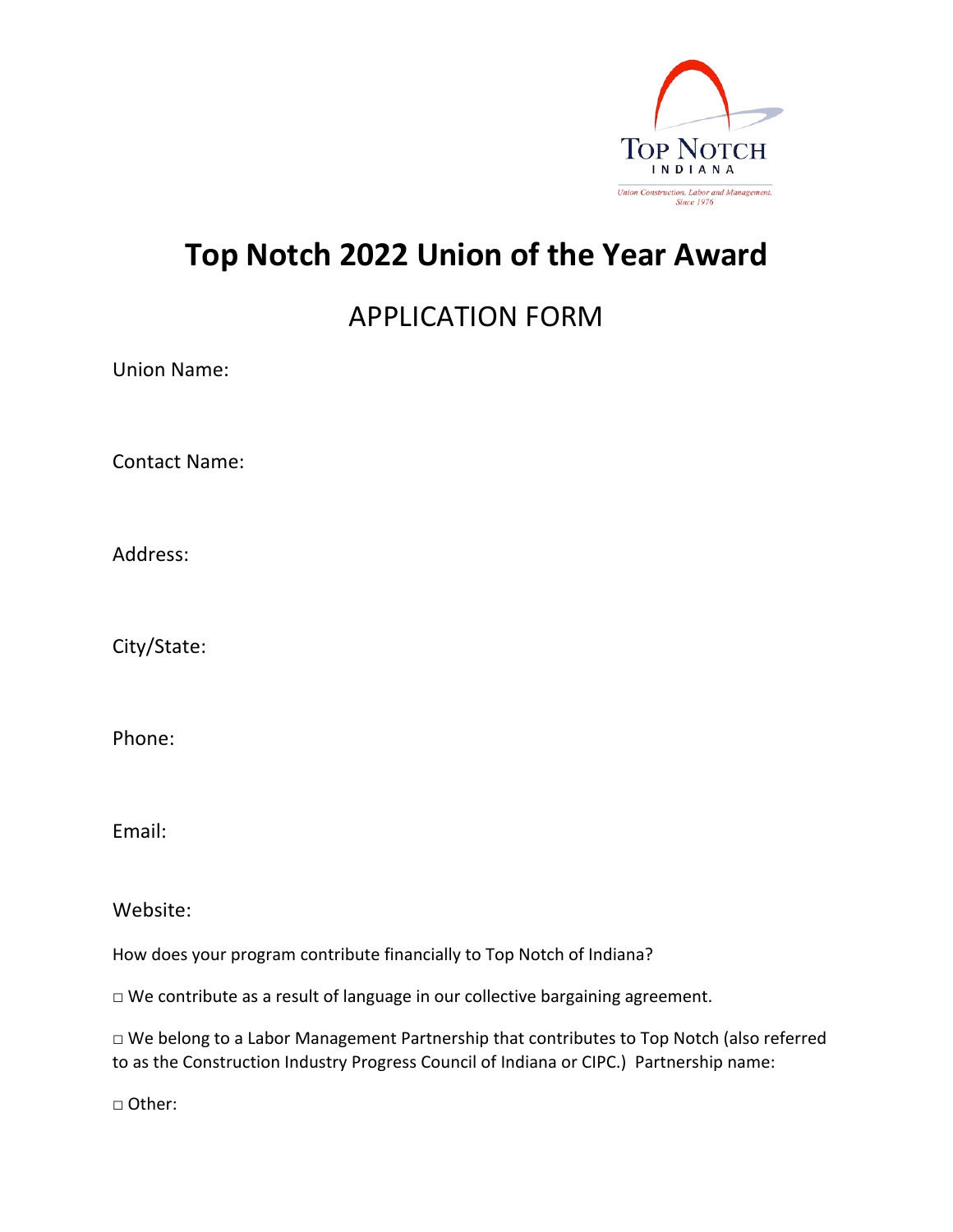# Top Notch 2022 Union of the Year Award

## APPLICATION FORM

Union Name:

Contact Name:

Address:

City/State:

Phone:

Email:

Website:

How does your program contribute financially to Top Notch of Indiana?

□ We contribute as a result of language in our collective bargaining agreement.

□ We belong to a Labor Management Partnership that contributes to Top Notch (also referred to as the Construction Industry Progress Council of Indiana or CIPC.) Partnership name:

□ Other: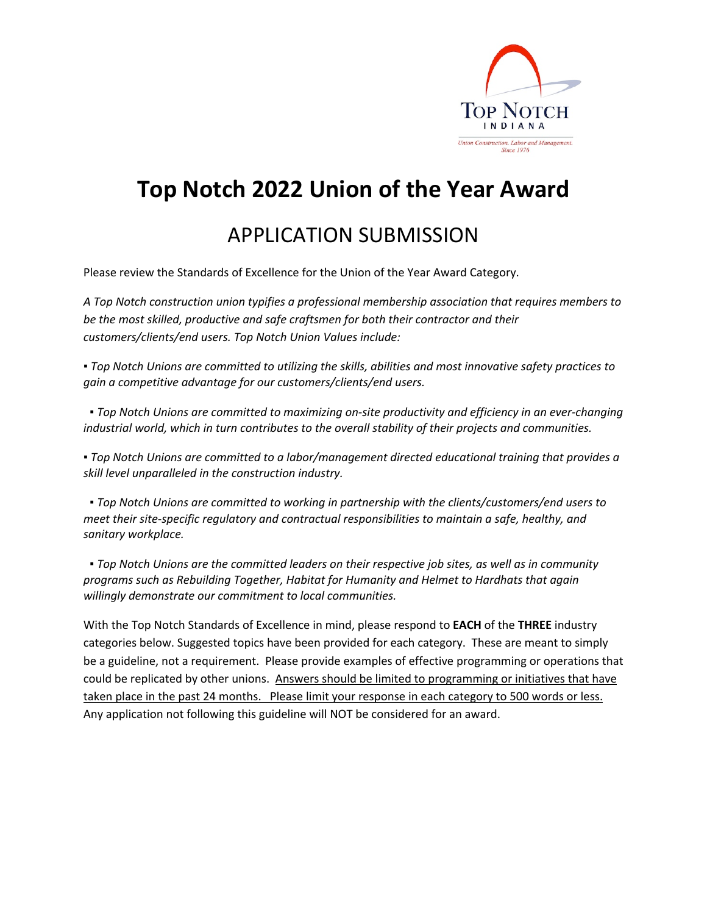# Top Notch 2022 Union of the Year Award

## APPLICATION SUBMISSION

Please review the Standards of Excellence for the Union of the Year Award Category.

*A Top Notch construction union typifies a professional membership association that requires members to be the most skilled, productive and safe craftsmen for both their contractor and their customers/clients/end users. Top Notch Union Values include:*

▪ *Top Notch Unions are committed to utilizing the skills, abilities and most innovative safety practices to gain a competitive advantage for our customers/clients/end users.*

▪ *Top Notch Unions are committed to maximizing on-site productivity and efficiency in an ever-changing industrial world, which in turn contributes to the overall stability of their projects and communities.*

▪ *Top Notch Unions are committed to a labor/management directed educational training that provides a skill level unparalleled in the construction industry.*

▪ *Top Notch Unions are committed to working in partnership with the clients/customers/end users to meet their site-specific regulatory and contractual responsibilities to maintain a safe, healthy, and sanitary workplace.*

▪ *Top Notch Unions are the committed leaders on their respective job sites, as well as in community programs such as Rebuilding Together, Habitat for Humanity and Helmet to Hardhats that again willingly demonstrate our commitment to local communities.*

With the Top Notch Standards of Excellence in mind, please respond to **EACH** of the **THREE** industry categories below. Suggested topics have been provided for each category. These are meant to simply be a guideline, not a requirement. Please provide examples of effective programming or operations that could be replicated by other unions. <u>Answers should be limited to programming or initiatives that have taken place in the past 24 months. Please limit your response in each category to 500 words or less.</u> Any application not following this guideline will NOT be considered for an award.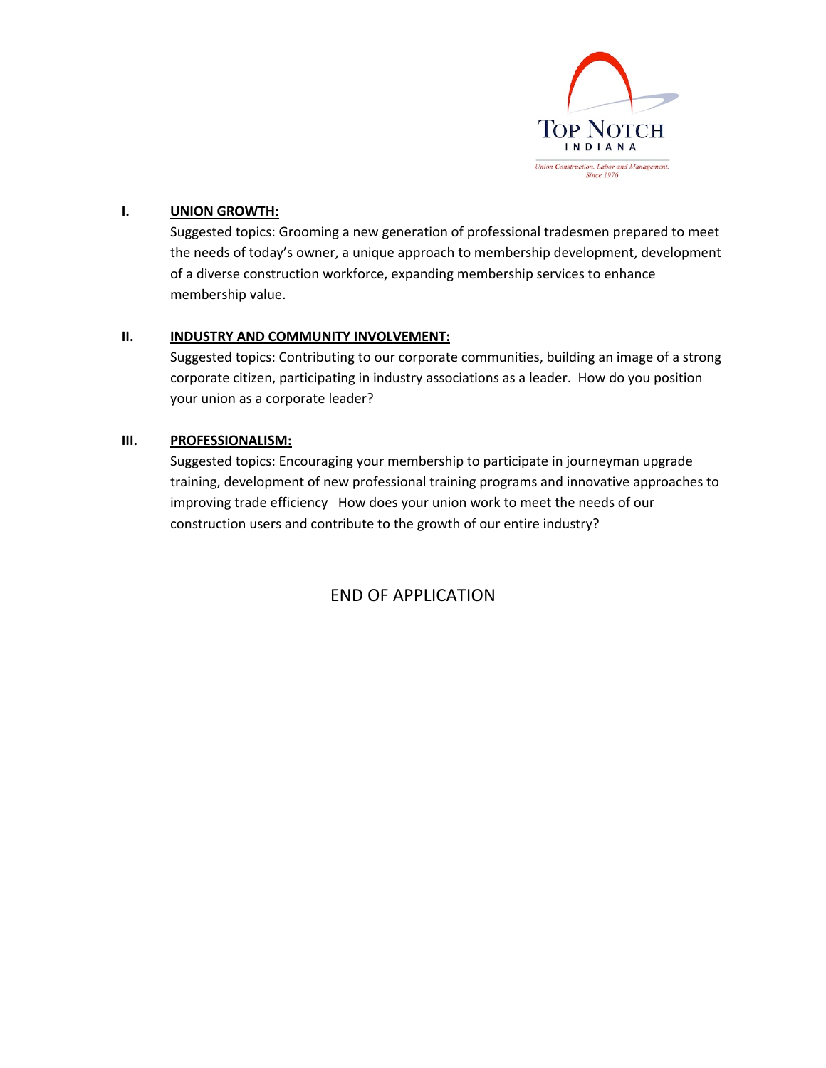TOP NOTCH
INDIANA
*Union Construction, Labor and Management, Since 1976*

**I. UNION GROWTH:**

Suggested topics: Grooming a new generation of professional tradesmen prepared to meet the needs of today's owner, a unique approach to membership development, development of a diverse construction workforce, expanding membership services to enhance membership value.

**II. INDUSTRY AND COMMUNITY INVOLVEMENT:**

Suggested topics: Contributing to our corporate communities, building an image of a strong corporate citizen, participating in industry associations as a leader. How do you position your union as a corporate leader?

**III. PROFESSIONALISM:**

Suggested topics: Encouraging your membership to participate in journeyman upgrade training, development of new professional training programs and innovative approaches to improving trade efficiency How does your union work to meet the needs of our construction users and contribute to the growth of our entire industry?

END OF APPLICATION